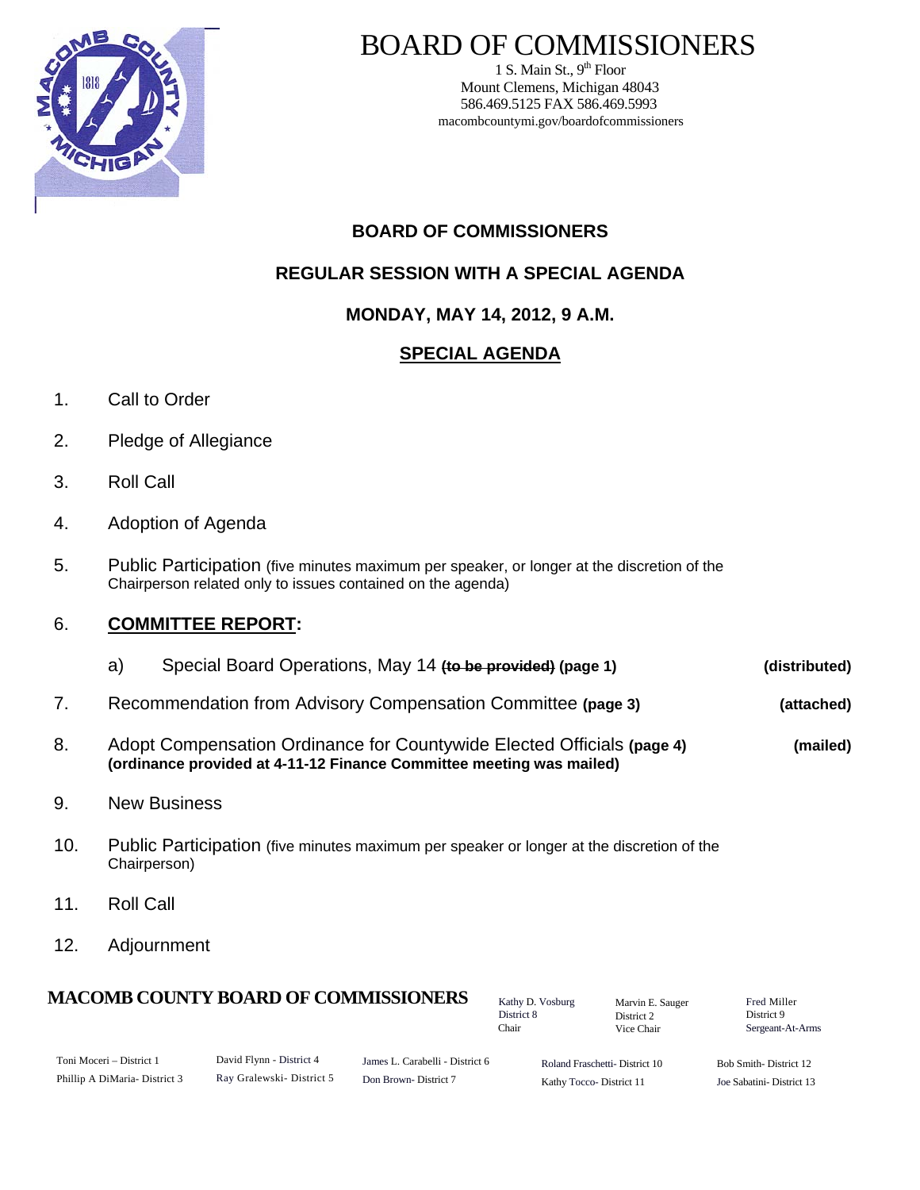# BOARD OF COMMISSIONERS

1 S. Main St., 9th Floor
Mount Clemens, Michigan 48043
586.469.5125 FAX 586.469.5993
macombcountymi.gov/boardofcommissioners

## BOARD OF COMMISSIONERS

## REGULAR SESSION WITH A SPECIAL AGENDA

## MONDAY, MAY 14, 2012, 9 A.M.

## SPECIAL AGENDA

1. Call to Order
2. Pledge of Allegiance
3. Roll Call
4. Adoption of Agenda
5. Public Participation (five minutes maximum per speaker, or longer at the discretion of the Chairperson related only to issues contained on the agenda)
6. **COMMITTEE REPORT:**
   a) Special Board Operations, May 14 **~~(to be provided)~~ (page 1)** **(distributed)**
7. Recommendation from Advisory Compensation Committee **(page 3)** **(attached)**
8. Adopt Compensation Ordinance for Countywide Elected Officials **(page 4)** **(mailed)**
   **(ordinance provided at 4-11-12 Finance Committee meeting was mailed)**
9. New Business
10. Public Participation (five minutes maximum per speaker or longer at the discretion of the Chairperson)
11. Roll Call
12. Adjournment

**MACOMB COUNTY BOARD OF COMMISSIONERS**

Kathy D. Vosburg, District 8, Chair
Marvin E. Sauger, District 2, Vice Chair
Fred Miller, District 9, Sergeant-At-Arms

Toni Moceri – District 1
Phillip A DiMaria- District 3
David Flynn - District 4
Ray Gralewski- District 5
James L. Carabelli - District 6
Don Brown- District 7
Roland Fraschetti- District 10
Kathy Tocco- District 11
Bob Smith- District 12
Joe Sabatini- District 13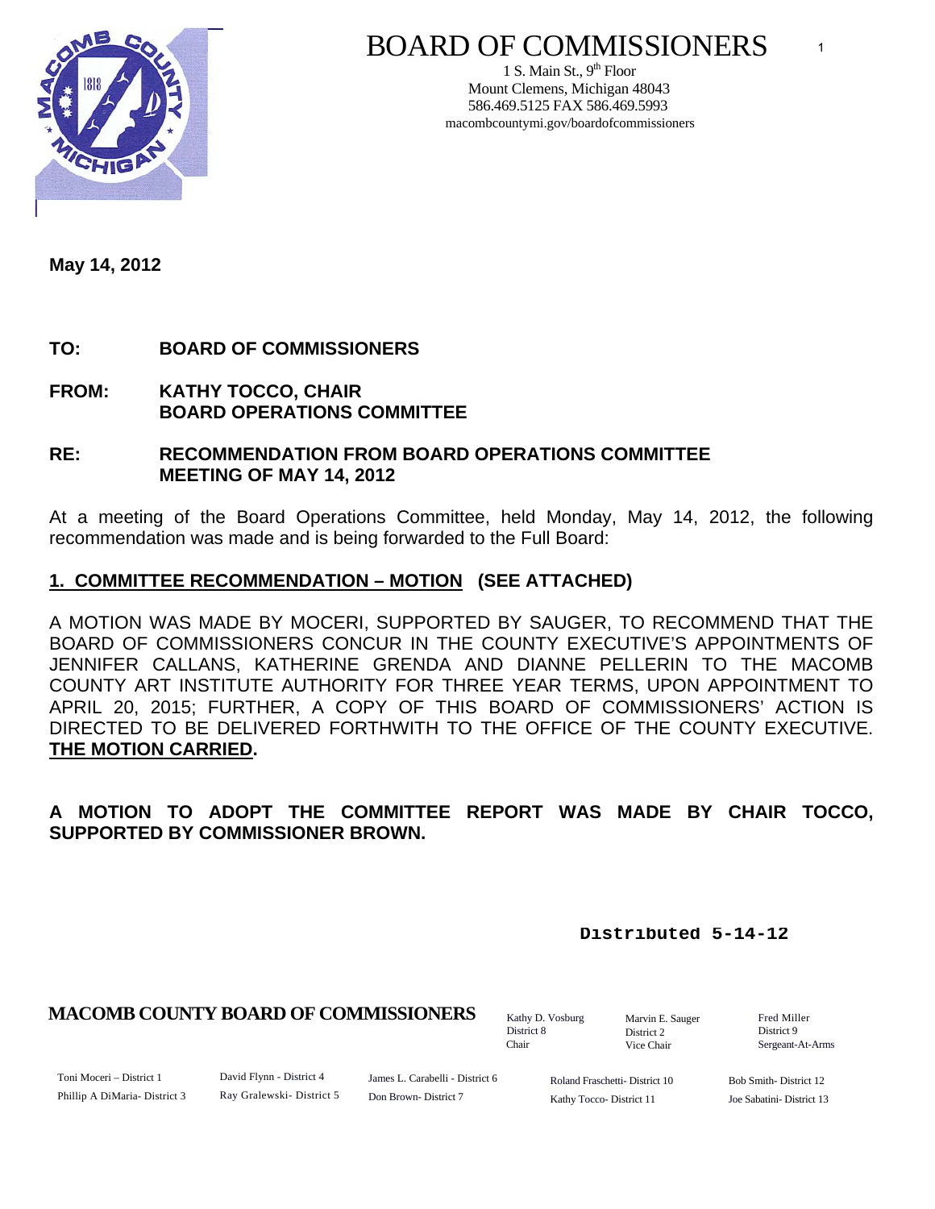# BOARD OF COMMISSIONERS

1 S. Main St., 9th Floor
Mount Clemens, Michigan 48043
586.469.5125 FAX 586.469.5993
macombcountymi.gov/boardofcommissioners

**May 14, 2012**

**TO: BOARD OF COMMISSIONERS**

**FROM: KATHY TOCCO, CHAIR**
**BOARD OPERATIONS COMMITTEE**

**RE: RECOMMENDATION FROM BOARD OPERATIONS COMMITTEE MEETING OF MAY 14, 2012**

At a meeting of the Board Operations Committee, held Monday, May 14, 2012, the following recommendation was made and is being forwarded to the Full Board:

**1. COMMITTEE RECOMMENDATION – MOTION (SEE ATTACHED)**

A MOTION WAS MADE BY MOCERI, SUPPORTED BY SAUGER, TO RECOMMEND THAT THE BOARD OF COMMISSIONERS CONCUR IN THE COUNTY EXECUTIVE'S APPOINTMENTS OF JENNIFER CALLANS, KATHERINE GRENDA AND DIANNE PELLERIN TO THE MACOMB COUNTY ART INSTITUTE AUTHORITY FOR THREE YEAR TERMS, UPON APPOINTMENT TO APRIL 20, 2015; FURTHER, A COPY OF THIS BOARD OF COMMISSIONERS' ACTION IS DIRECTED TO BE DELIVERED FORTHWITH TO THE OFFICE OF THE COUNTY EXECUTIVE. **THE MOTION CARRIED.**

**A MOTION TO ADOPT THE COMMITTEE REPORT WAS MADE BY CHAIR TOCCO, SUPPORTED BY COMMISSIONER BROWN.**

Distributed 5-14-12

**MACOMB COUNTY BOARD OF COMMISSIONERS**

Kathy D. Vosburg, District 8, Chair
Marvin E. Sauger, District 2, Vice Chair
Fred Miller, District 9, Sergeant-At-Arms

Toni Moceri – District 1
Phillip A DiMaria - District 3
David Flynn - District 4
Ray Gralewski - District 5
James L. Carabelli - District 6
Don Brown - District 7
Roland Fraschetti - District 10
Kathy Tocco - District 11
Bob Smith - District 12
Joe Sabatini - District 13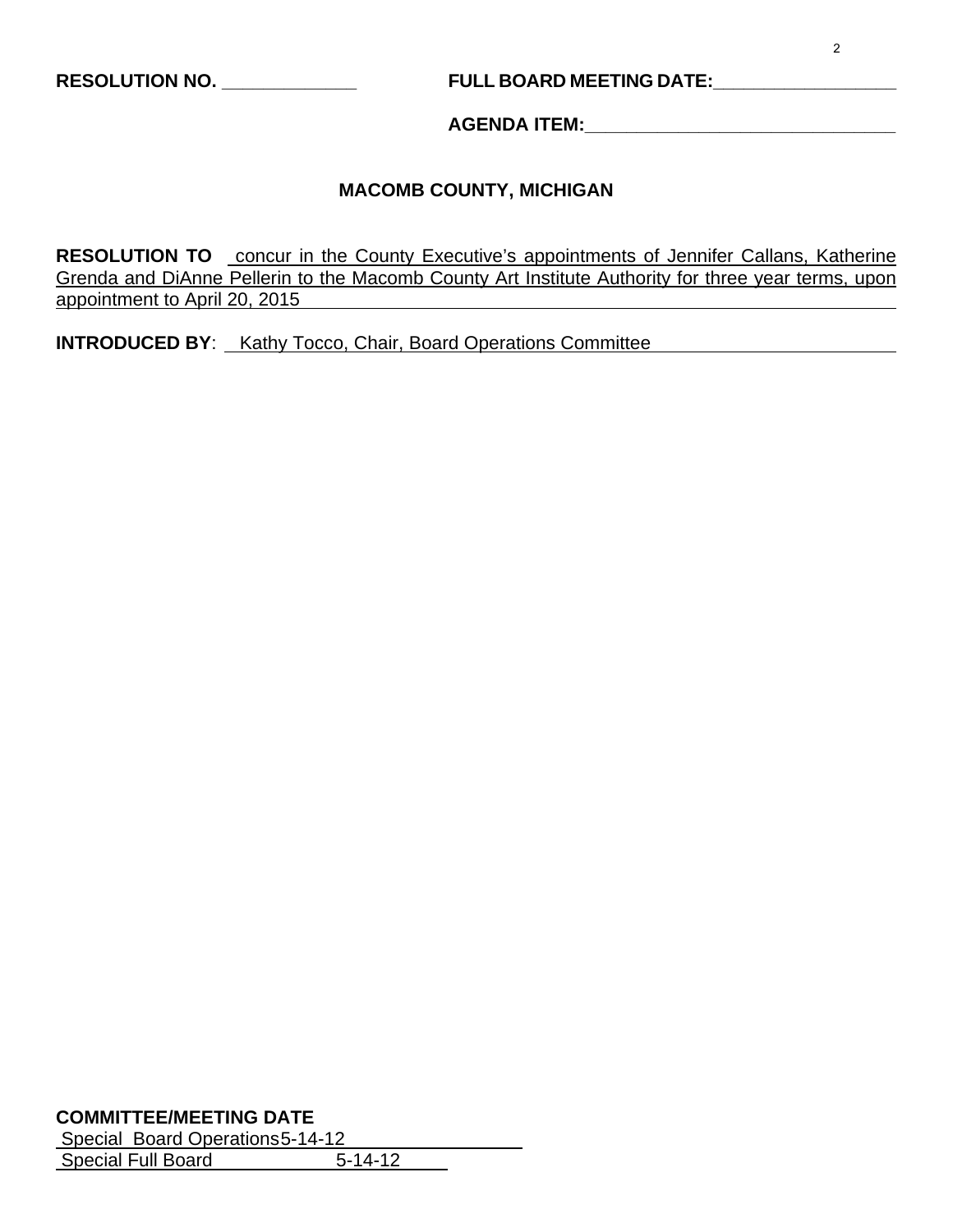**RESOLUTION NO. _____________** **FULL BOARD MEETING DATE:_________________**

**AGENDA ITEM:______________________________**

**MACOMB COUNTY, MICHIGAN**

**RESOLUTION TO** concur in the County Executive's appointments of Jennifer Callans, Katherine Grenda and DiAnne Pellerin to the Macomb County Art Institute Authority for three year terms, upon appointment to April 20, 2015

**INTRODUCED BY**: Kathy Tocco, Chair, Board Operations Committee

**COMMITTEE/MEETING DATE**

Special Board Operations 5-14-12

Special Full Board 5-14-12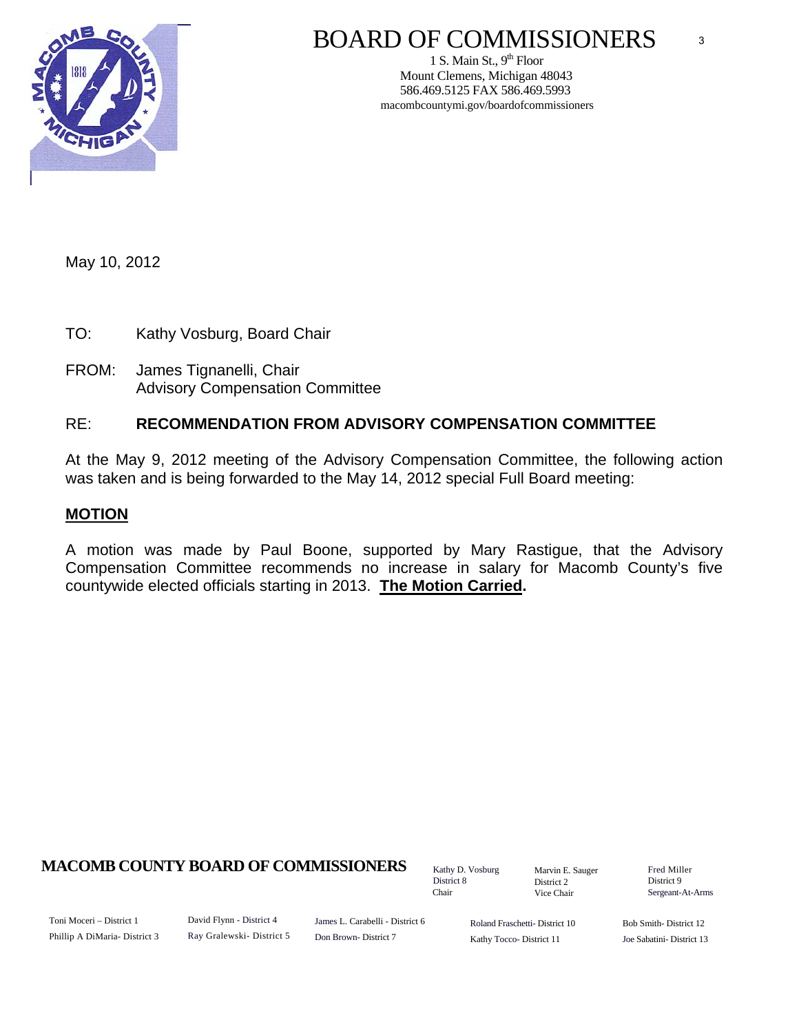# BOARD OF COMMISSIONERS

1 S. Main St., 9th Floor
Mount Clemens, Michigan 48043
586.469.5125 FAX 586.469.5993
macombcountymi.gov/boardofcommissioners

May 10, 2012

TO: Kathy Vosburg, Board Chair

FROM: James Tignanelli, Chair
Advisory Compensation Committee

RE: **RECOMMENDATION FROM ADVISORY COMPENSATION COMMITTEE**

At the May 9, 2012 meeting of the Advisory Compensation Committee, the following action was taken and is being forwarded to the May 14, 2012 special Full Board meeting:

**MOTION**

A motion was made by Paul Boone, supported by Mary Rastigue, that the Advisory Compensation Committee recommends no increase in salary for Macomb County's five countywide elected officials starting in 2013. **The Motion Carried.**

**MACOMB COUNTY BOARD OF COMMISSIONERS**

Kathy D. Vosburg, District 8, Chair
Marvin E. Sauger, District 2, Vice Chair
Fred Miller, District 9, Sergeant-At-Arms

Toni Moceri – District 1
Phillip A DiMaria- District 3
David Flynn - District 4
Ray Gralewski- District 5
James L. Carabelli - District 6
Don Brown- District 7
Roland Fraschetti- District 10
Kathy Tocco- District 11
Bob Smith- District 12
Joe Sabatini- District 13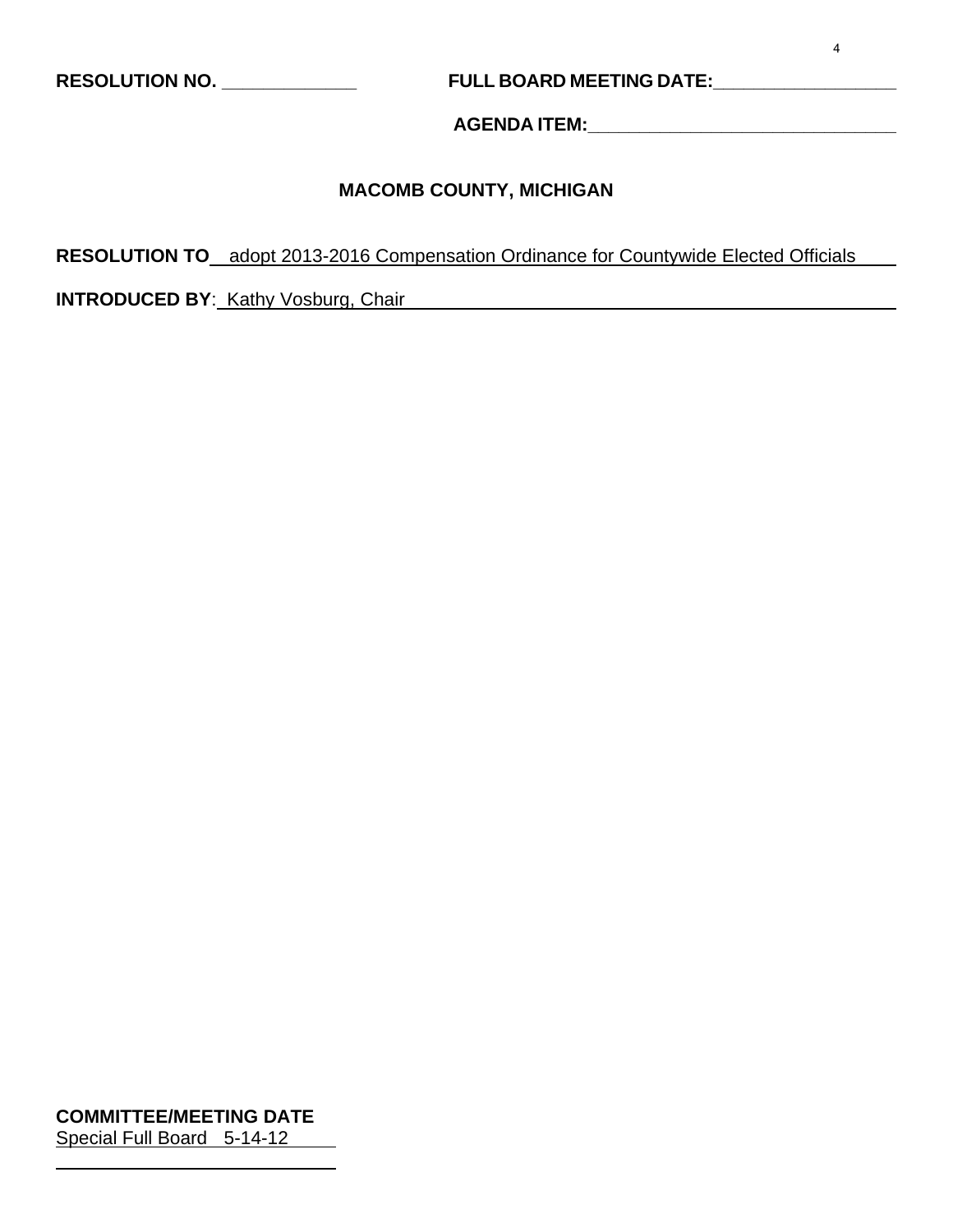**RESOLUTION NO. _____________** **FULL BOARD MEETING DATE:_________________**

**AGENDA ITEM:_____________________________**

## MACOMB COUNTY, MICHIGAN

**RESOLUTION TO** adopt 2013-2016 Compensation Ordinance for Countywide Elected Officials

**INTRODUCED BY**: Kathy Vosburg, Chair

**COMMITTEE/MEETING DATE**

Special Full Board 5-14-12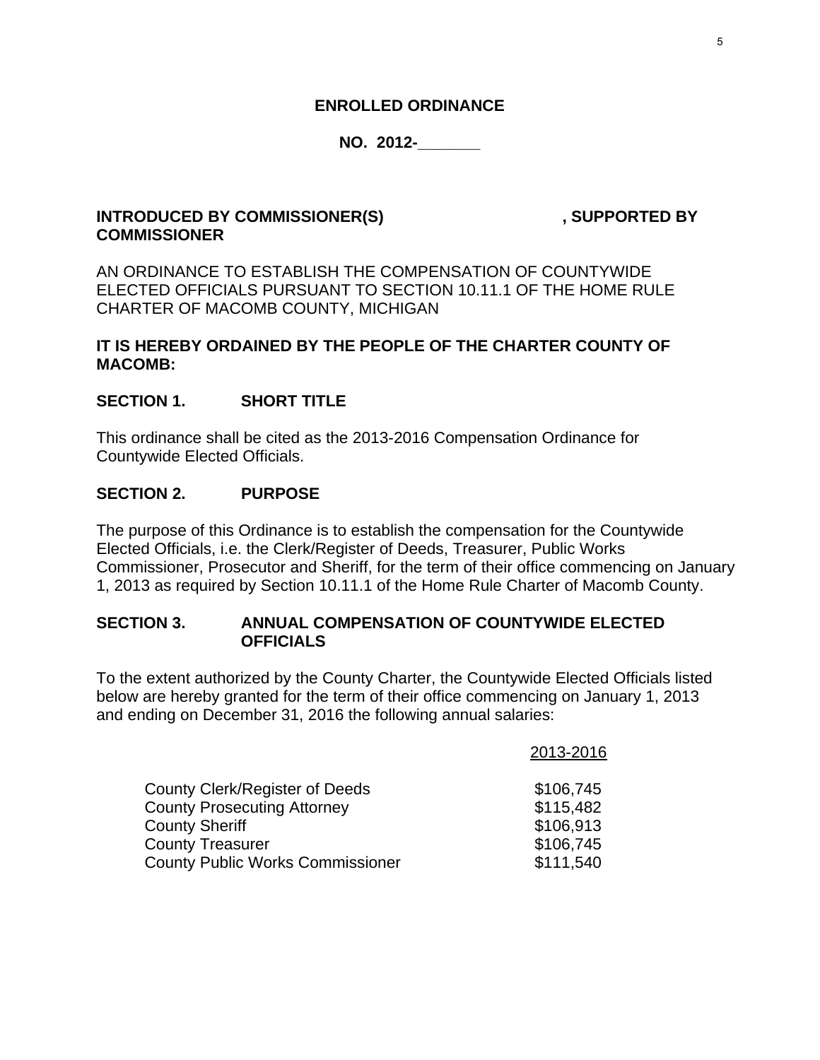**ENROLLED ORDINANCE**

**NO. 2012-_______**

**INTRODUCED BY COMMISSIONER(S) , SUPPORTED BY COMMISSIONER**

AN ORDINANCE TO ESTABLISH THE COMPENSATION OF COUNTYWIDE ELECTED OFFICIALS PURSUANT TO SECTION 10.11.1 OF THE HOME RULE CHARTER OF MACOMB COUNTY, MICHIGAN

**IT IS HEREBY ORDAINED BY THE PEOPLE OF THE CHARTER COUNTY OF MACOMB:**

## SECTION 1. SHORT TITLE

This ordinance shall be cited as the 2013-2016 Compensation Ordinance for Countywide Elected Officials.

## SECTION 2. PURPOSE

The purpose of this Ordinance is to establish the compensation for the Countywide Elected Officials, i.e. the Clerk/Register of Deeds, Treasurer, Public Works Commissioner, Prosecutor and Sheriff, for the term of their office commencing on January 1, 2013 as required by Section 10.11.1 of the Home Rule Charter of Macomb County.

## SECTION 3. ANNUAL COMPENSATION OF COUNTYWIDE ELECTED OFFICIALS

To the extent authorized by the County Charter, the Countywide Elected Officials listed below are hereby granted for the term of their office commencing on January 1, 2013 and ending on December 31, 2016 the following annual salaries:

| | 2013-2016 |
|---|---|
| County Clerk/Register of Deeds | \$106,745 |
| County Prosecuting Attorney | \$115,482 |
| County Sheriff | \$106,913 |
| County Treasurer | \$106,745 |
| County Public Works Commissioner | \$111,540 |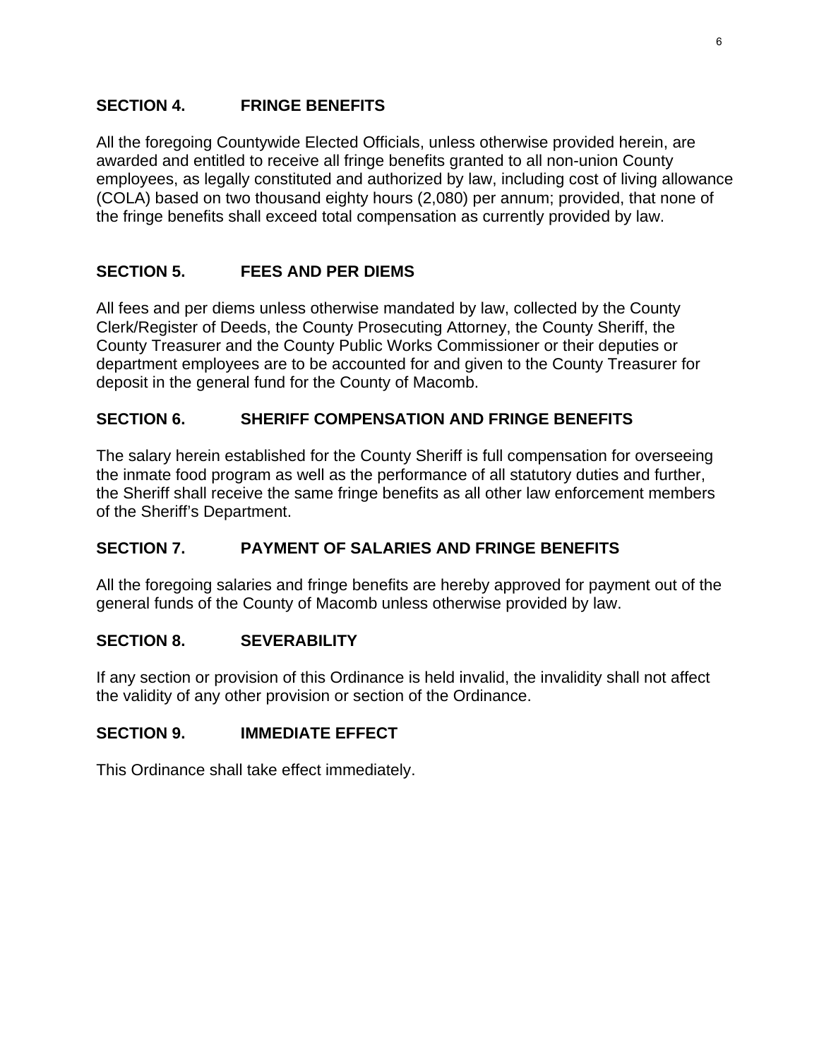## SECTION 4. FRINGE BENEFITS

All the foregoing Countywide Elected Officials, unless otherwise provided herein, are awarded and entitled to receive all fringe benefits granted to all non-union County employees, as legally constituted and authorized by law, including cost of living allowance (COLA) based on two thousand eighty hours (2,080) per annum; provided, that none of the fringe benefits shall exceed total compensation as currently provided by law.

## SECTION 5. FEES AND PER DIEMS

All fees and per diems unless otherwise mandated by law, collected by the County Clerk/Register of Deeds, the County Prosecuting Attorney, the County Sheriff, the County Treasurer and the County Public Works Commissioner or their deputies or department employees are to be accounted for and given to the County Treasurer for deposit in the general fund for the County of Macomb.

## SECTION 6. SHERIFF COMPENSATION AND FRINGE BENEFITS

The salary herein established for the County Sheriff is full compensation for overseeing the inmate food program as well as the performance of all statutory duties and further, the Sheriff shall receive the same fringe benefits as all other law enforcement members of the Sheriff's Department.

## SECTION 7. PAYMENT OF SALARIES AND FRINGE BENEFITS

All the foregoing salaries and fringe benefits are hereby approved for payment out of the general funds of the County of Macomb unless otherwise provided by law.

## SECTION 8. SEVERABILITY

If any section or provision of this Ordinance is held invalid, the invalidity shall not affect the validity of any other provision or section of the Ordinance.

## SECTION 9. IMMEDIATE EFFECT

This Ordinance shall take effect immediately.